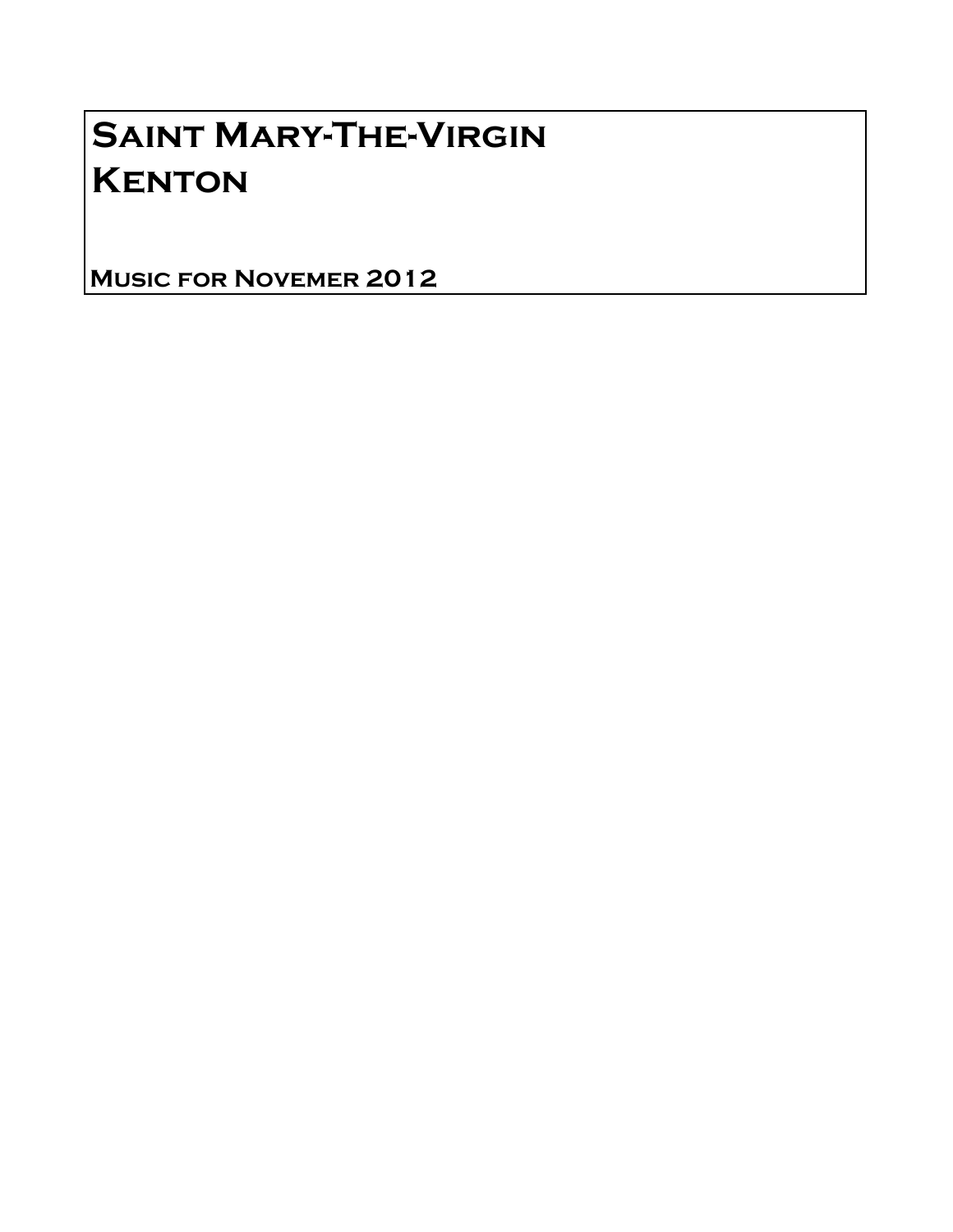# Saint Mary-The-Virgin
# Kenton

**Music for Novemer 2012**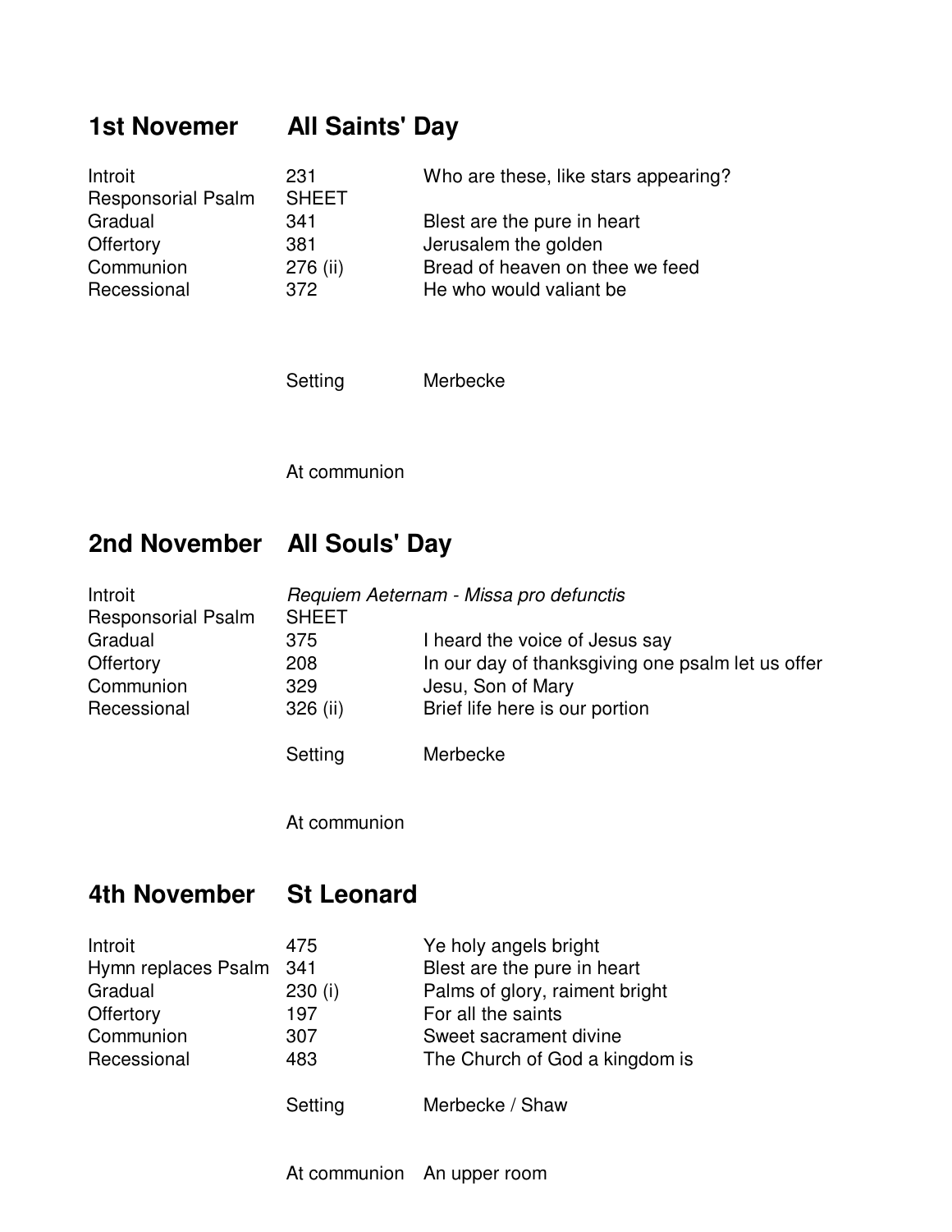## 1st Novemer All Saints' Day

| | | |
|---|---|---|
| Introit | 231 | Who are these, like stars appearing? |
| Responsorial Psalm | SHEET | |
| Gradual | 341 | Blest are the pure in heart |
| Offertory | 381 | Jerusalem the golden |
| Communion | 276 (ii) | Bread of heaven on thee we feed |
| Recessional | 372 | He who would valiant be |
| | Setting | Merbecke |
| | At communion | |

## 2nd November All Souls' Day

| | | |
|---|---|---|
| Introit | *Requiem Aeternam - Missa pro defunctis* | |
| Responsorial Psalm | SHEET | |
| Gradual | 375 | I heard the voice of Jesus say |
| Offertory | 208 | In our day of thanksgiving one psalm let us offer |
| Communion | 329 | Jesu, Son of Mary |
| Recessional | 326 (ii) | Brief life here is our portion |
| | Setting | Merbecke |
| | At communion | |

## 4th November St Leonard

| | | |
|---|---|---|
| Introit | 475 | Ye holy angels bright |
| Hymn replaces Psalm | 341 | Blest are the pure in heart |
| Gradual | 230 (i) | Palms of glory, raiment bright |
| Offertory | 197 | For all the saints |
| Communion | 307 | Sweet sacrament divine |
| Recessional | 483 | The Church of God a kingdom is |
| | Setting | Merbecke / Shaw |
| | At communion | An upper room |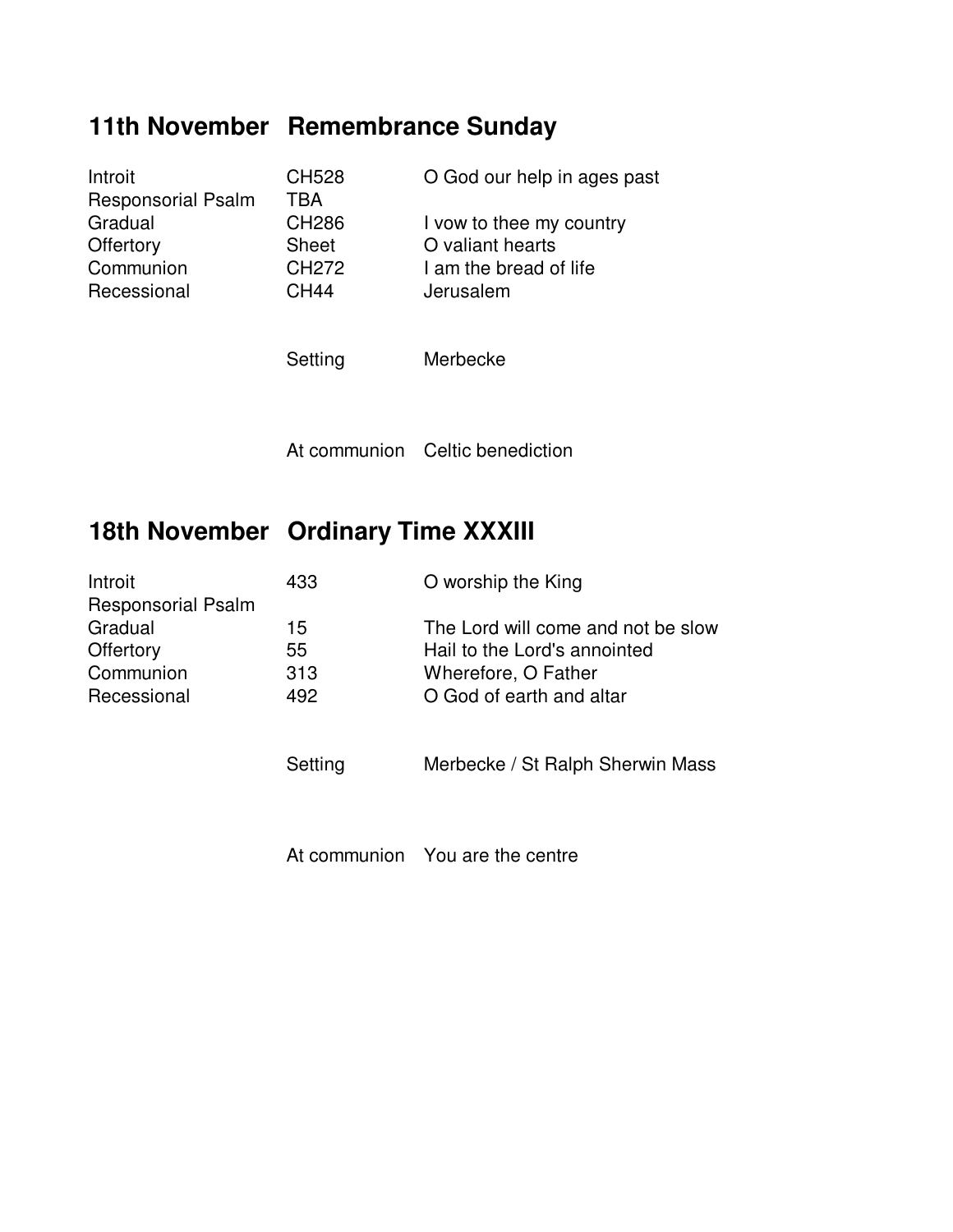## 11th November Remembrance Sunday

| | | |
|---|---|---|
| Introit | CH528 | O God our help in ages past |
| Responsorial Psalm | TBA | |
| Gradual | CH286 | I vow to thee my country |
| Offertory | Sheet | O valiant hearts |
| Communion | CH272 | I am the bread of life |
| Recessional | CH44 | Jerusalem |
| | Setting | Merbecke |
| | At communion | Celtic benediction |

## 18th November Ordinary Time XXXIII

| | | |
|---|---|---|
| Introit | 433 | O worship the King |
| Responsorial Psalm | | |
| Gradual | 15 | The Lord will come and not be slow |
| Offertory | 55 | Hail to the Lord's annointed |
| Communion | 313 | Wherefore, O Father |
| Recessional | 492 | O God of earth and altar |
| | Setting | Merbecke / St Ralph Sherwin Mass |
| | At communion | You are the centre |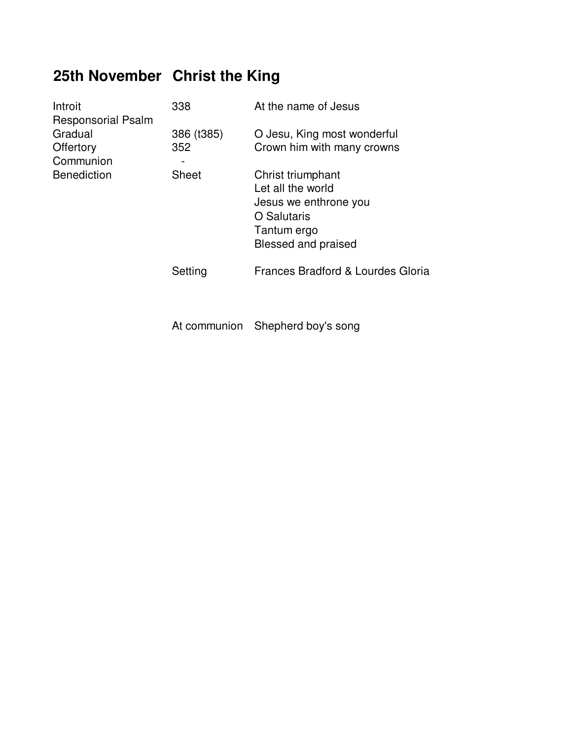## 25th November   Christ the King

| | | |
|---|---|---|
| Introit | 338 | At the name of Jesus |
| Responsorial Psalm | | |
| Gradual | 386 (t385) | O Jesu, King most wonderful |
| Offertory | 352 | Crown him with many crowns |
| Communion | - | |
| Benediction | Sheet | Christ triumphant |
| | | Let all the world |
| | | Jesus we enthrone you |
| | | O Salutaris |
| | | Tantum ergo |
| | | Blessed and praised |
| | Setting | Frances Bradford & Lourdes Gloria |
| | At communion | Shepherd boy's song |